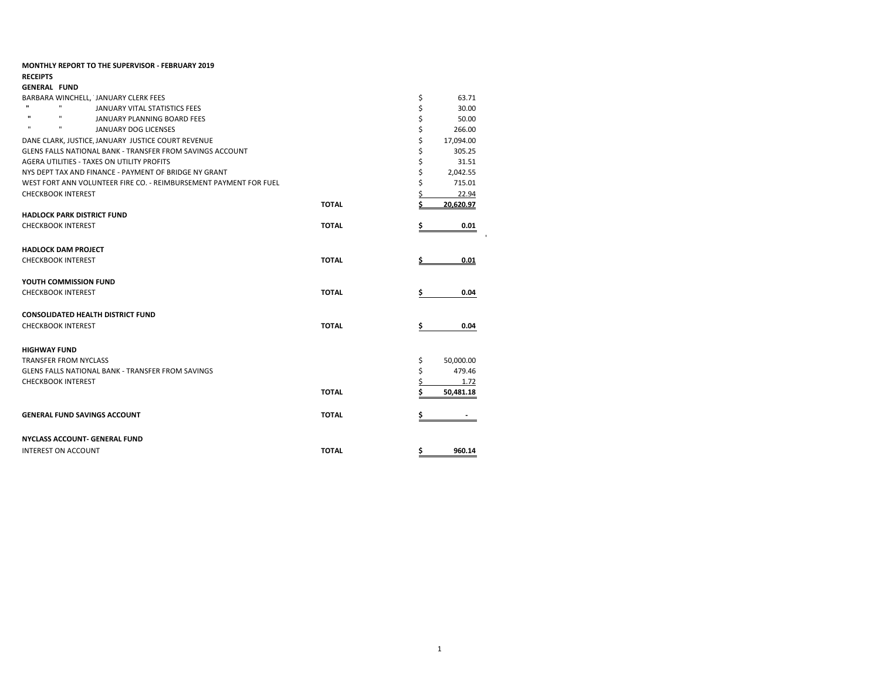**MONTHLY REPORT TO THE SUPERVISOR - FEBRUARY 2019**

**RECEIPTS**

**GENERAL FUND**

| | | |
|---|---|---|
| BARBARA WINCHELL, JANUARY CLERK FEES | | $ 63.71 |
| " " JANUARY VITAL STATISTICS FEES | | $ 30.00 |
| " " JANUARY PLANNING BOARD FEES | | $ 50.00 |
| " " JANUARY DOG LICENSES | | $ 266.00 |
| DANE CLARK, JUSTICE, JANUARY JUSTICE COURT REVENUE | | $ 17,094.00 |
| GLENS FALLS NATIONAL BANK - TRANSFER FROM SAVINGS ACCOUNT | | $ 305.25 |
| AGERA UTILITIES - TAXES ON UTILITY PROFITS | | $ 31.51 |
| NYS DEPT TAX AND FINANCE - PAYMENT OF BRIDGE NY GRANT | | $ 2,042.55 |
| WEST FORT ANN VOLUNTEER FIRE CO. - REIMBURSEMENT PAYMENT FOR FUEL | | $ 715.01 |
| CHECKBOOK INTEREST | | $ 22.94 |
| | **TOTAL** | **$ 20,620.97** |

**HADLOCK PARK DISTRICT FUND**

| | | |
|---|---|---|
| CHECKBOOK INTEREST | **TOTAL** | **$ 0.01** |

**HADLOCK DAM PROJECT**

| | | |
|---|---|---|
| CHECKBOOK INTEREST | **TOTAL** | **$ 0.01** |

**YOUTH COMMISSION FUND**

| | | |
|---|---|---|
| CHECKBOOK INTEREST | **TOTAL** | **$ 0.04** |

**CONSOLIDATED HEALTH DISTRICT FUND**

| | | |
|---|---|---|
| CHECKBOOK INTEREST | **TOTAL** | **$ 0.04** |

**HIGHWAY FUND**

| | | |
|---|---|---|
| TRANSFER FROM NYCLASS | | $ 50,000.00 |
| GLENS FALLS NATIONAL BANK - TRANSFER FROM SAVINGS | | $ 479.46 |
| CHECKBOOK INTEREST | | $ 1.72 |
| | **TOTAL** | **$ 50,481.18** |

| | | |
|---|---|---|
| **GENERAL FUND SAVINGS ACCOUNT** | **TOTAL** | **$ -** |

**NYCLASS ACCOUNT- GENERAL FUND**

| | | |
|---|---|---|
| INTEREST ON ACCOUNT | **TOTAL** | **$ 960.14** |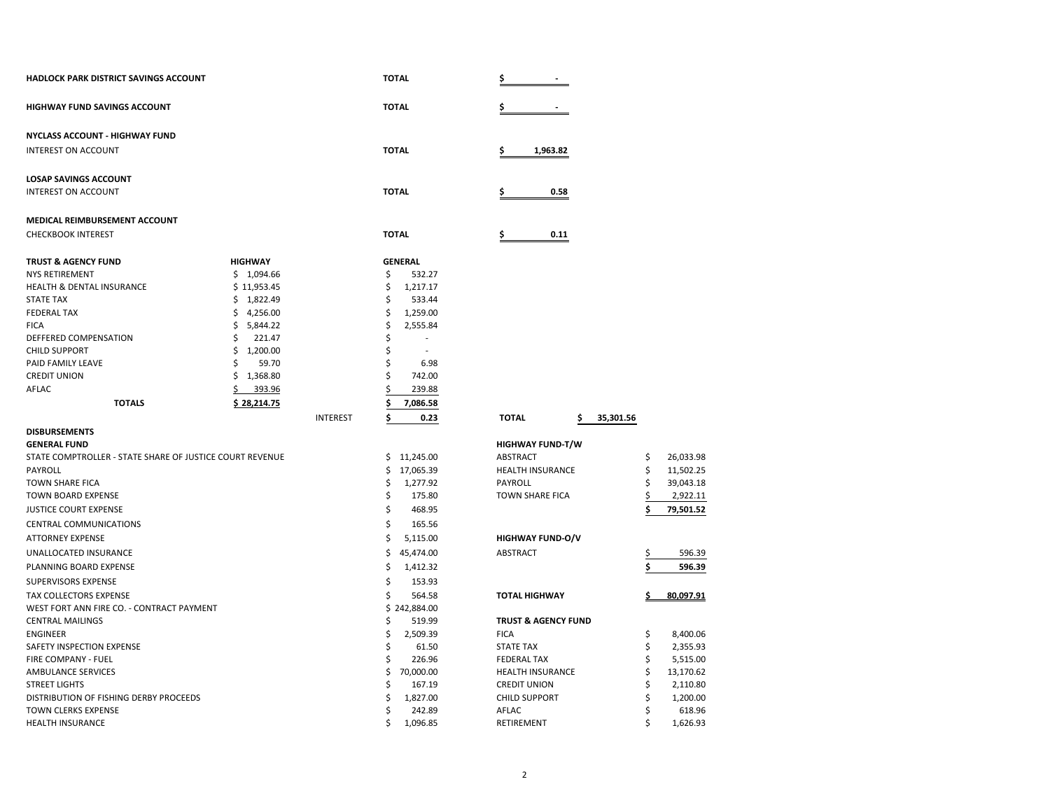| | | |
|---|---|---|
| **HADLOCK PARK DISTRICT SAVINGS ACCOUNT** | **TOTAL** | **$ -** |
| **HIGHWAY FUND SAVINGS ACCOUNT** | **TOTAL** | **$ -** |
| **NYCLASS ACCOUNT - HIGHWAY FUND** | | |
| INTEREST ON ACCOUNT | **TOTAL** | **$ 1,963.82** |
| **LOSAP SAVINGS ACCOUNT** | | |
| INTEREST ON ACCOUNT | **TOTAL** | **$ 0.58** |
| **MEDICAL REIMBURSEMENT ACCOUNT** | | |
| CHECKBOOK INTEREST | **TOTAL** | **$ 0.11** |

| **TRUST & AGENCY FUND** | **HIGHWAY** | | **GENERAL** | | |
|---|---|---|---|---|---|
| NYS RETIREMENT | $ 1,094.66 | | $ 532.27 | | |
| HEALTH & DENTAL INSURANCE | $ 11,953.45 | | $ 1,217.17 | | |
| STATE TAX | $ 1,822.49 | | $ 533.44 | | |
| FEDERAL TAX | $ 4,256.00 | | $ 1,259.00 | | |
| FICA | $ 5,844.22 | | $ 2,555.84 | | |
| DEFFERED COMPENSATION | $ 221.47 | | $ - | | |
| CHILD SUPPORT | $ 1,200.00 | | $ - | | |
| PAID FAMILY LEAVE | $ 59.70 | | $ 6.98 | | |
| CREDIT UNION | $ 1,368.80 | | $ 742.00 | | |
| AFLAC | $ 393.96 | | $ 239.88 | | |
| **TOTALS** | **$ 28,214.75** | | **$ 7,086.58** | | |
| | | INTEREST | **$ 0.23** | **TOTAL** | **$ 35,301.56** |

**DISBURSEMENTS**

| **GENERAL FUND** | |
|---|---|
| STATE COMPTROLLER - STATE SHARE OF JUSTICE COURT REVENUE | $ 11,245.00 |
| PAYROLL | $ 17,065.39 |
| TOWN SHARE FICA | $ 1,277.92 |
| TOWN BOARD EXPENSE | $ 175.80 |
| JUSTICE COURT EXPENSE | $ 468.95 |
| CENTRAL COMMUNICATIONS | $ 165.56 |
| ATTORNEY EXPENSE | $ 5,115.00 |
| UNALLOCATED INSURANCE | $ 45,474.00 |
| PLANNING BOARD EXPENSE | $ 1,412.32 |
| SUPERVISORS EXPENSE | $ 153.93 |
| TAX COLLECTORS EXPENSE | $ 564.58 |
| WEST FORT ANN FIRE CO. - CONTRACT PAYMENT | $ 242,884.00 |
| CENTRAL MAILINGS | $ 519.99 |
| ENGINEER | $ 2,509.39 |
| SAFETY INSPECTION EXPENSE | $ 61.50 |
| FIRE COMPANY - FUEL | $ 226.96 |
| AMBULANCE SERVICES | $ 70,000.00 |
| STREET LIGHTS | $ 167.19 |
| DISTRIBUTION OF FISHING DERBY PROCEEDS | $ 1,827.00 |
| TOWN CLERKS EXPENSE | $ 242.89 |
| HEALTH INSURANCE | $ 1,096.85 |

| **HIGHWAY FUND-T/W** | |
|---|---|
| ABSTRACT | $ 26,033.98 |
| HEALTH INSURANCE | $ 11,502.25 |
| PAYROLL | $ 39,043.18 |
| TOWN SHARE FICA | $ 2,922.11 |
| | **$ 79,501.52** |
| **HIGHWAY FUND-O/V** | |
| ABSTRACT | $ 596.39 |
| | **$ 596.39** |
| **TOTAL HIGHWAY** | **$ 80,097.91** |

| **TRUST & AGENCY FUND** | |
|---|---|
| FICA | $ 8,400.06 |
| STATE TAX | $ 2,355.93 |
| FEDERAL TAX | $ 5,515.00 |
| HEALTH INSURANCE | $ 13,170.62 |
| CREDIT UNION | $ 2,110.80 |
| CHILD SUPPORT | $ 1,200.00 |
| AFLAC | $ 618.96 |
| RETIREMENT | $ 1,626.93 |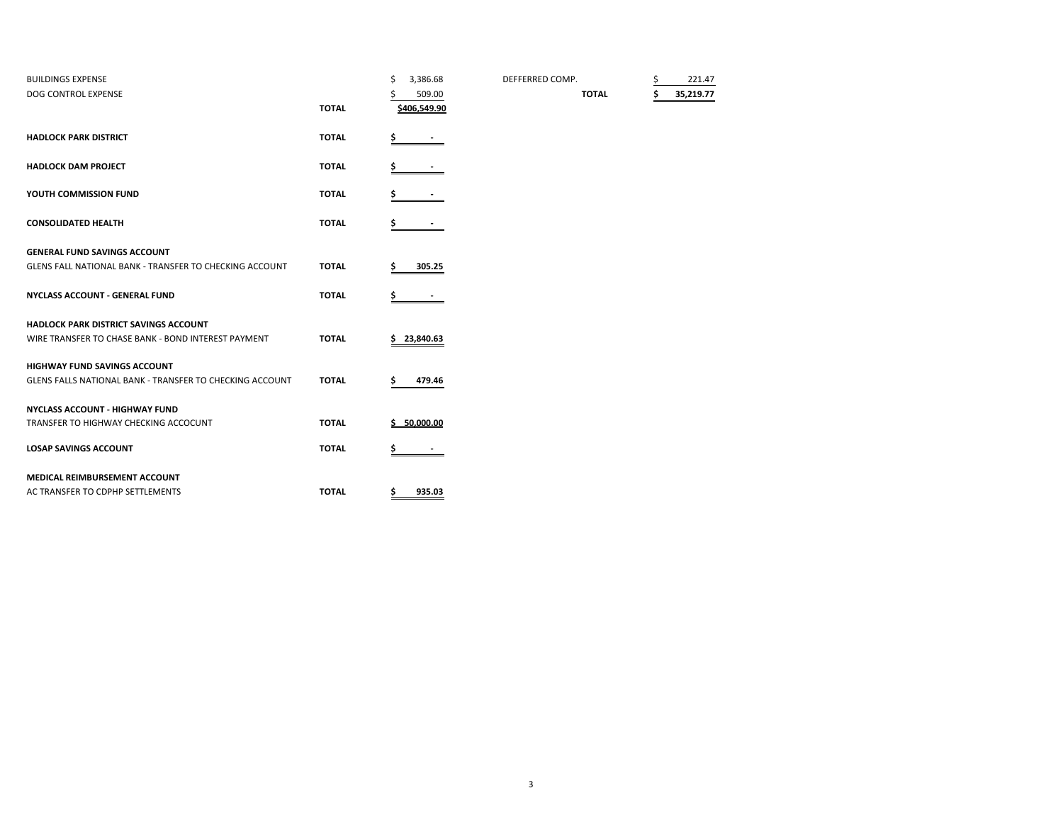| | | | | |
|---|---|---|---|---|
| BUILDINGS EXPENSE | | $ 3,386.68 | DEFFERRED COMP. | $ 221.47 |
| DOG CONTROL EXPENSE | | $ 509.00 | **TOTAL** | **$ 35,219.77** |
| | **TOTAL** | **$406,549.90** | | |
| **HADLOCK PARK DISTRICT** | **TOTAL** | **$ -** | | |
| **HADLOCK DAM PROJECT** | **TOTAL** | **$ -** | | |
| **YOUTH COMMISSION FUND** | **TOTAL** | **$ -** | | |
| **CONSOLIDATED HEALTH** | **TOTAL** | **$ -** | | |
| **GENERAL FUND SAVINGS ACCOUNT** | | | | |
| GLENS FALL NATIONAL BANK - TRANSFER TO CHECKING ACCOUNT | **TOTAL** | **$ 305.25** | | |
| **NYCLASS ACCOUNT - GENERAL FUND** | **TOTAL** | **$ -** | | |
| **HADLOCK PARK DISTRICT SAVINGS ACCOUNT** | | | | |
| WIRE TRANSFER TO CHASE BANK - BOND INTEREST PAYMENT | **TOTAL** | **$ 23,840.63** | | |
| **HIGHWAY FUND SAVINGS ACCOUNT** | | | | |
| GLENS FALLS NATIONAL BANK - TRANSFER TO CHECKING ACCOUNT | **TOTAL** | **$ 479.46** | | |
| **NYCLASS ACCOUNT - HIGHWAY FUND** | | | | |
| TRANSFER TO HIGHWAY CHECKING ACCOCUNT | **TOTAL** | **$ 50,000.00** | | |
| **LOSAP SAVINGS ACCOUNT** | **TOTAL** | **$ -** | | |
| **MEDICAL REIMBURSEMENT ACCOUNT** | | | | |
| AC TRANSFER TO CDPHP SETTLEMENTS | **TOTAL** | **$ 935.03** | | |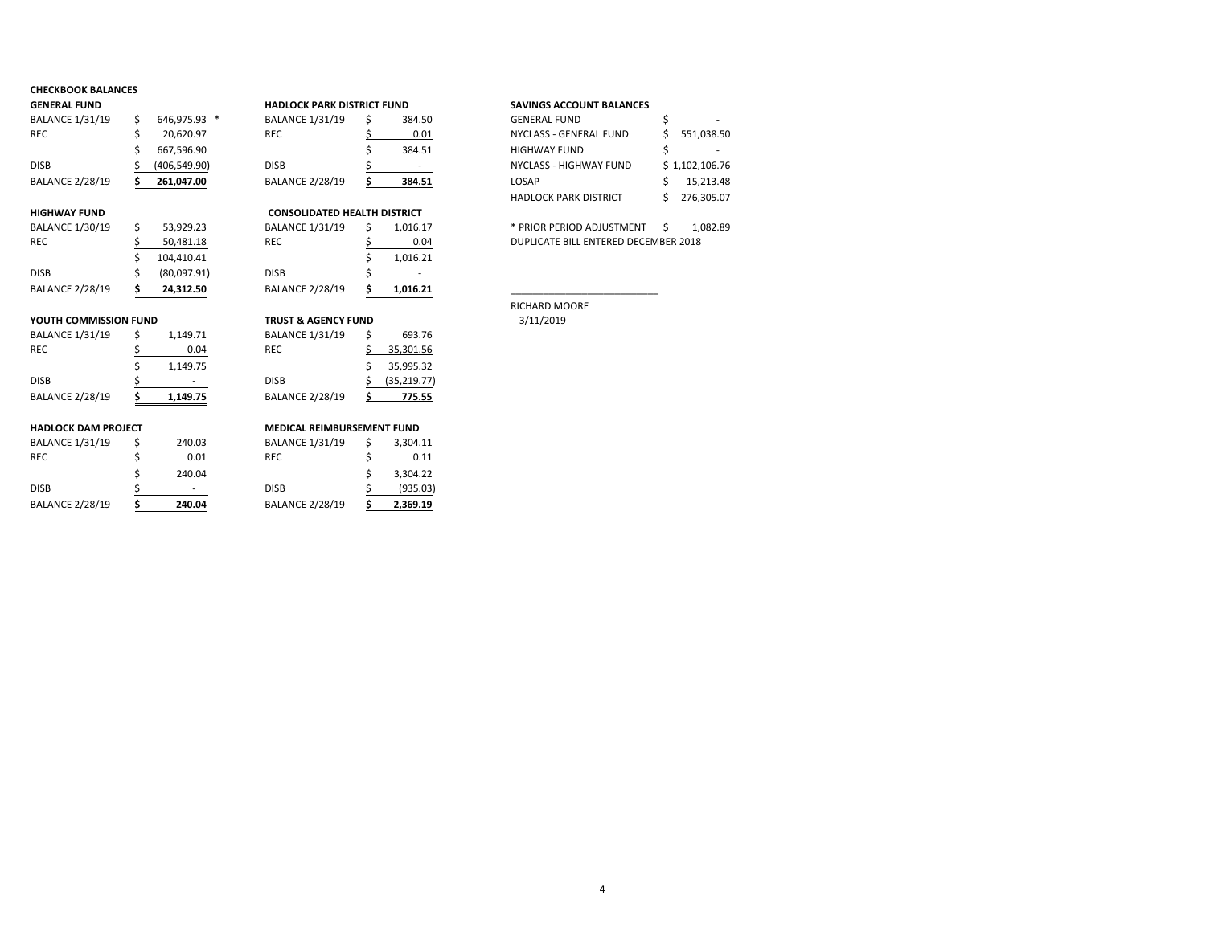## CHECKBOOK BALANCES

### GENERAL FUND

| | | |
|---|---|---|
| BALANCE 1/31/19 | $ 646,975.93 | * |
| REC | $ 20,620.97 | |
| | $ 667,596.90 | |
| DISB | $ (406,549.90) | |
| BALANCE 2/28/19 | **$ 261,047.00** | |

### HADLOCK PARK DISTRICT FUND

| | |
|---|---|
| BALANCE 1/31/19 | $ 384.50 |
| REC | $ 0.01 |
| | $ 384.51 |
| DISB | $ - |
| BALANCE 2/28/19 | **$ 384.51** |

### HIGHWAY FUND

| | |
|---|---|
| BALANCE 1/30/19 | $ 53,929.23 |
| REC | $ 50,481.18 |
| | $ 104,410.41 |
| DISB | $ (80,097.91) |
| BALANCE 2/28/19 | **$ 24,312.50** |

### CONSOLIDATED HEALTH DISTRICT

| | |
|---|---|
| BALANCE 1/31/19 | $ 1,016.17 |
| REC | $ 0.04 |
| | $ 1,016.21 |
| DISB | $ - |
| BALANCE 2/28/19 | **$ 1,016.21** |

### YOUTH COMMISSION FUND

| | |
|---|---|
| BALANCE 1/31/19 | $ 1,149.71 |
| REC | $ 0.04 |
| | $ 1,149.75 |
| DISB | $ - |
| BALANCE 2/28/19 | **$ 1,149.75** |

### TRUST & AGENCY FUND

| | |
|---|---|
| BALANCE 1/31/19 | $ 693.76 |
| REC | $ 35,301.56 |
| | $ 35,995.32 |
| DISB | $ (35,219.77) |
| BALANCE 2/28/19 | **$ 775.55** |

### HADLOCK DAM PROJECT

| | |
|---|---|
| BALANCE 1/31/19 | $ 240.03 |
| REC | $ 0.01 |
| | $ 240.04 |
| DISB | $ - |
| BALANCE 2/28/19 | **$ 240.04** |

### MEDICAL REIMBURSEMENT FUND

| | |
|---|---|
| BALANCE 1/31/19 | $ 3,304.11 |
| REC | $ 0.11 |
| | $ 3,304.22 |
| DISB | $ (935.03) |
| BALANCE 2/28/19 | **$ 2,369.19** |

### SAVINGS ACCOUNT BALANCES

| | |
|---|---|
| GENERAL FUND | $ - |
| NYCLASS - GENERAL FUND | $ 551,038.50 |
| HIGHWAY FUND | $ - |
| NYCLASS - HIGHWAY FUND | $ 1,102,106.76 |
| LOSAP | $ 15,213.48 |
| HADLOCK PARK DISTRICT | $ 276,305.07 |

* PRIOR PERIOD ADJUSTMENT $ 1,082.89
DUPLICATE BILL ENTERED DECEMBER 2018

\_\_\_\_\_\_\_\_\_\_\_\_\_\_\_\_\_\_\_\_\_\_\_\_\_\_\_\_

RICHARD MOORE
3/11/2019